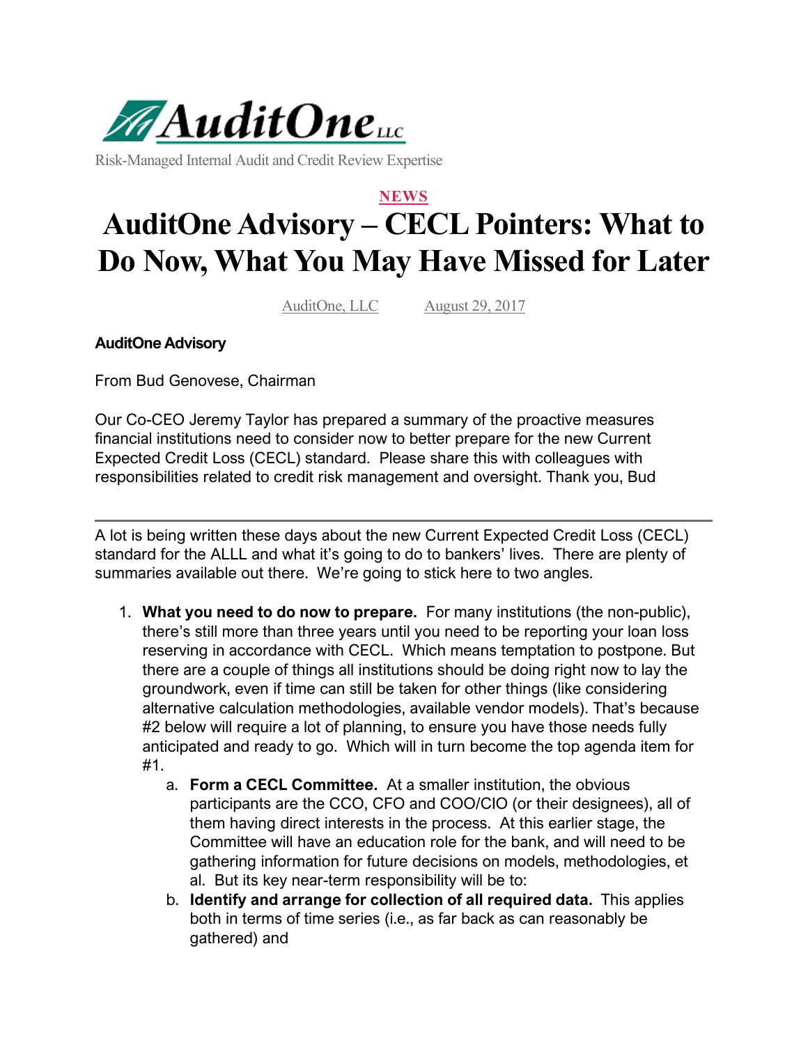**AuditOne** LLC

Risk-Managed Internal Audit and Credit Review Expertise

NEWS

# AuditOne Advisory – CECL Pointers: What to Do Now, What You May Have Missed for Later

AuditOne, LLC August 29, 2017

**AuditOne Advisory**

From Bud Genovese, Chairman

Our Co-CEO Jeremy Taylor has prepared a summary of the proactive measures financial institutions need to consider now to better prepare for the new Current Expected Credit Loss (CECL) standard. Please share this with colleagues with responsibilities related to credit risk management and oversight. Thank you, Bud

---

A lot is being written these days about the new Current Expected Credit Loss (CECL) standard for the ALLL and what it's going to do to bankers' lives. There are plenty of summaries available out there. We're going to stick here to two angles.

1. **What you need to do now to prepare.** For many institutions (the non-public), there's still more than three years until you need to be reporting your loan loss reserving in accordance with CECL. Which means temptation to postpone. But there are a couple of things all institutions should be doing right now to lay the groundwork, even if time can still be taken for other things (like considering alternative calculation methodologies, available vendor models). That's because #2 below will require a lot of planning, to ensure you have those needs fully anticipated and ready to go. Which will in turn become the top agenda item for #1.
   a. **Form a CECL Committee.** At a smaller institution, the obvious participants are the CCO, CFO and COO/CIO (or their designees), all of them having direct interests in the process. At this earlier stage, the Committee will have an education role for the bank, and will need to be gathering information for future decisions on models, methodologies, et al. But its key near-term responsibility will be to:
   b. **Identify and arrange for collection of all required data.** This applies both in terms of time series (i.e., as far back as can reasonably be gathered) and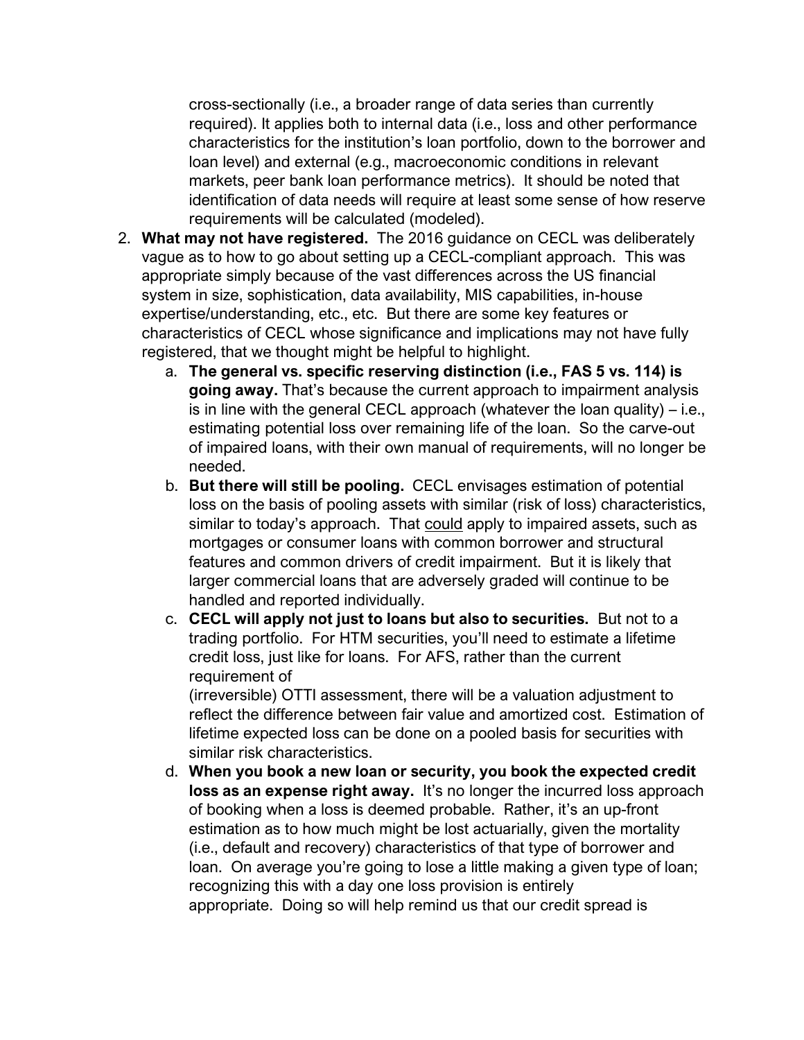cross-sectionally (i.e., a broader range of data series than currently required). It applies both to internal data (i.e., loss and other performance characteristics for the institution's loan portfolio, down to the borrower and loan level) and external (e.g., macroeconomic conditions in relevant markets, peer bank loan performance metrics). It should be noted that identification of data needs will require at least some sense of how reserve requirements will be calculated (modeled).

2. **What may not have registered.** The 2016 guidance on CECL was deliberately vague as to how to go about setting up a CECL-compliant approach. This was appropriate simply because of the vast differences across the US financial system in size, sophistication, data availability, MIS capabilities, in-house expertise/understanding, etc., etc. But there are some key features or characteristics of CECL whose significance and implications may not have fully registered, that we thought might be helpful to highlight.
   a. **The general vs. specific reserving distinction (i.e., FAS 5 vs. 114) is going away.** That's because the current approach to impairment analysis is in line with the general CECL approach (whatever the loan quality) – i.e., estimating potential loss over remaining life of the loan. So the carve-out of impaired loans, with their own manual of requirements, will no longer be needed.
   b. **But there will still be pooling.** CECL envisages estimation of potential loss on the basis of pooling assets with similar (risk of loss) characteristics, similar to today's approach. That <u>could</u> apply to impaired assets, such as mortgages or consumer loans with common borrower and structural features and common drivers of credit impairment. But it is likely that larger commercial loans that are adversely graded will continue to be handled and reported individually.
   c. **CECL will apply not just to loans but also to securities.** But not to a trading portfolio. For HTM securities, you'll need to estimate a lifetime credit loss, just like for loans. For AFS, rather than the current requirement of (irreversible) OTTI assessment, there will be a valuation adjustment to reflect the difference between fair value and amortized cost. Estimation of lifetime expected loss can be done on a pooled basis for securities with similar risk characteristics.
   d. **When you book a new loan or security, you book the expected credit loss as an expense right away.** It's no longer the incurred loss approach of booking when a loss is deemed probable. Rather, it's an up-front estimation as to how much might be lost actuarially, given the mortality (i.e., default and recovery) characteristics of that type of borrower and loan. On average you're going to lose a little making a given type of loan; recognizing this with a day one loss provision is entirely appropriate. Doing so will help remind us that our credit spread is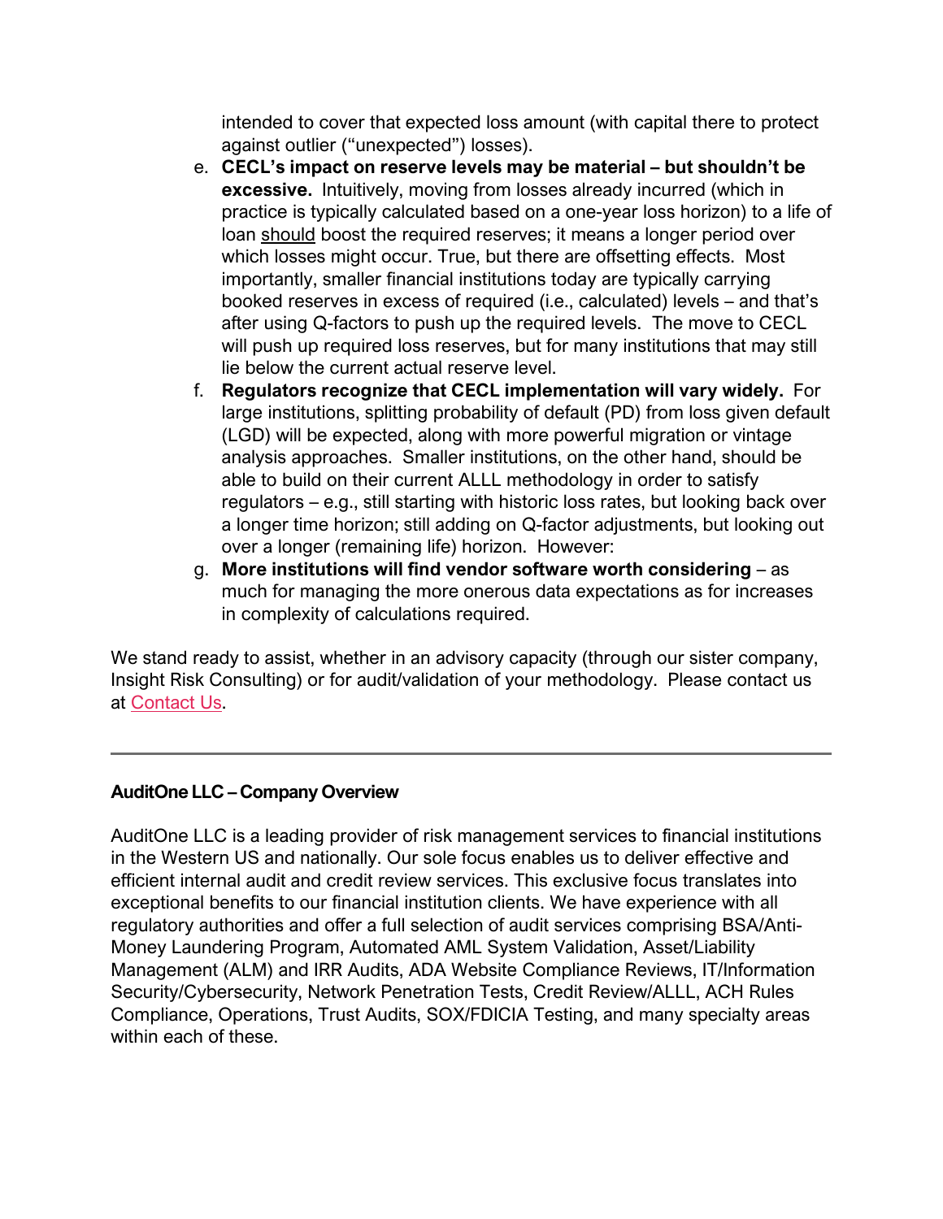intended to cover that expected loss amount (with capital there to protect against outlier ("unexpected") losses).

e. **CECL's impact on reserve levels may be material – but shouldn't be excessive.** Intuitively, moving from losses already incurred (which in practice is typically calculated based on a one-year loss horizon) to a life of loan should boost the required reserves; it means a longer period over which losses might occur. True, but there are offsetting effects. Most importantly, smaller financial institutions today are typically carrying booked reserves in excess of required (i.e., calculated) levels – and that's after using Q-factors to push up the required levels. The move to CECL will push up required loss reserves, but for many institutions that may still lie below the current actual reserve level.
f. **Regulators recognize that CECL implementation will vary widely.** For large institutions, splitting probability of default (PD) from loss given default (LGD) will be expected, along with more powerful migration or vintage analysis approaches. Smaller institutions, on the other hand, should be able to build on their current ALLL methodology in order to satisfy regulators – e.g., still starting with historic loss rates, but looking back over a longer time horizon; still adding on Q-factor adjustments, but looking out over a longer (remaining life) horizon. However:
g. **More institutions will find vendor software worth considering** – as much for managing the more onerous data expectations as for increases in complexity of calculations required.

We stand ready to assist, whether in an advisory capacity (through our sister company, Insight Risk Consulting) or for audit/validation of your methodology. Please contact us at Contact Us.

---

**AuditOne LLC – Company Overview**

AuditOne LLC is a leading provider of risk management services to financial institutions in the Western US and nationally. Our sole focus enables us to deliver effective and efficient internal audit and credit review services. This exclusive focus translates into exceptional benefits to our financial institution clients. We have experience with all regulatory authorities and offer a full selection of audit services comprising BSA/Anti-Money Laundering Program, Automated AML System Validation, Asset/Liability Management (ALM) and IRR Audits, ADA Website Compliance Reviews, IT/Information Security/Cybersecurity, Network Penetration Tests, Credit Review/ALLL, ACH Rules Compliance, Operations, Trust Audits, SOX/FDICIA Testing, and many specialty areas within each of these.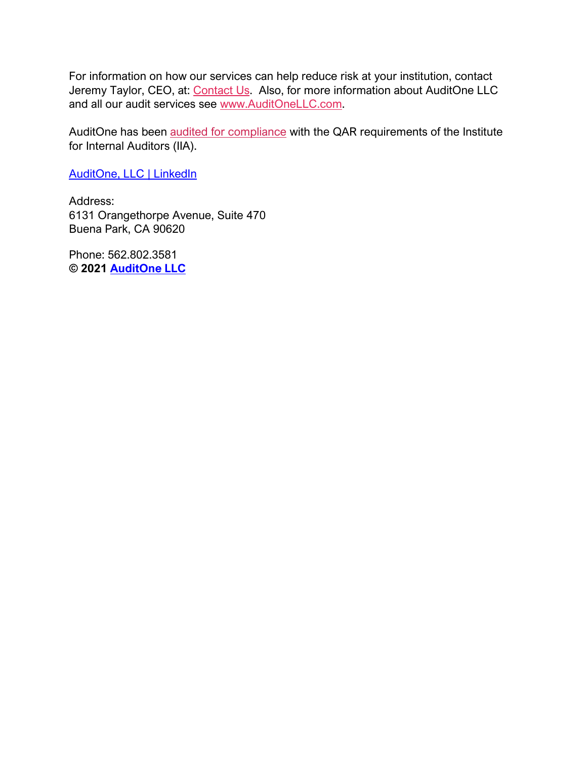For information on how our services can help reduce risk at your institution, contact Jeremy Taylor, CEO, at: Contact Us. Also, for more information about AuditOne LLC and all our audit services see www.AuditOneLLC.com.

AuditOne has been audited for compliance with the QAR requirements of the Institute for Internal Auditors (IIA).

AuditOne, LLC | LinkedIn

Address:
6131 Orangethorpe Avenue, Suite 470
Buena Park, CA 90620

Phone: 562.802.3581
**© 2021 AuditOne LLC**